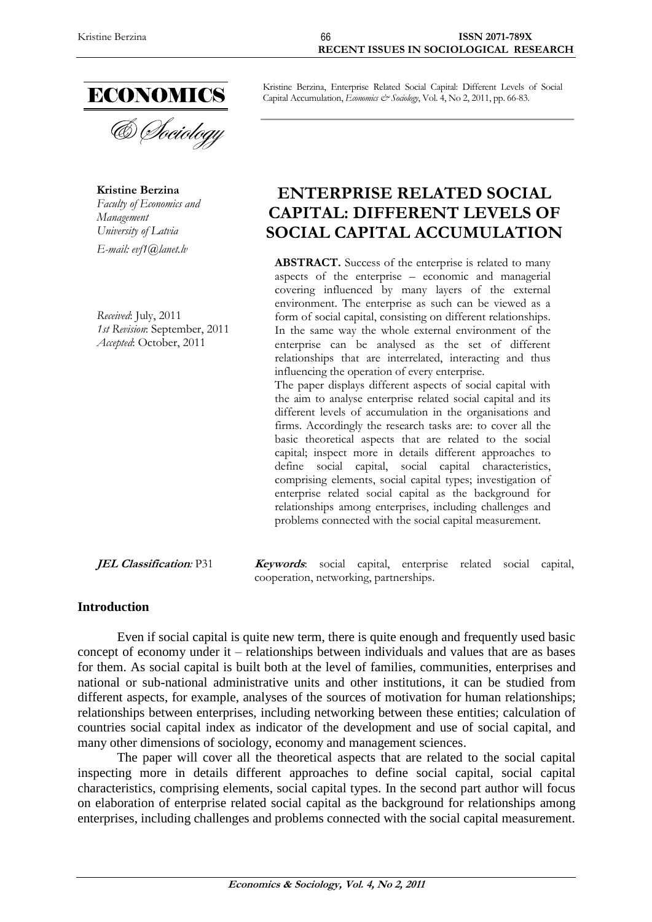Kristine Berzina, Enterprise Related Social Capital: Different Levels of Social Capital Accumulation, *Economics & Sociology*, Vol. 4, No 2, 2011, pp. 66-83.

**Kristine Berzina**
*Faculty of Economics and Management*
*University of Latvia*
*E-mail: evf1@lanet.lv*

*Received*: July, 2011
*1st Revision*: September, 2011
*Accepted*: October, 2011

# ENTERPRISE RELATED SOCIAL CAPITAL: DIFFERENT LEVELS OF SOCIAL CAPITAL ACCUMULATION

**ABSTRACT.** Success of the enterprise is related to many aspects of the enterprise – economic and managerial covering influenced by many layers of the external environment. The enterprise as such can be viewed as a form of social capital, consisting on different relationships. In the same way the whole external environment of the enterprise can be analysed as the set of different relationships that are interrelated, interacting and thus influencing the operation of every enterprise.

The paper displays different aspects of social capital with the aim to analyse enterprise related social capital and its different levels of accumulation in the organisations and firms. Accordingly the research tasks are: to cover all the basic theoretical aspects that are related to the social capital; inspect more in details different approaches to define social capital, social capital characteristics, comprising elements, social capital types; investigation of enterprise related social capital as the background for relationships among enterprises, including challenges and problems connected with the social capital measurement.

***JEL Classification*:** P31

***Keywords*:** social capital, enterprise related social capital, cooperation, networking, partnerships.

## Introduction

Even if social capital is quite new term, there is quite enough and frequently used basic concept of economy under it – relationships between individuals and values that are as bases for them. As social capital is built both at the level of families, communities, enterprises and national or sub-national administrative units and other institutions, it can be studied from different aspects, for example, analyses of the sources of motivation for human relationships; relationships between enterprises, including networking between these entities; calculation of countries social capital index as indicator of the development and use of social capital, and many other dimensions of sociology, economy and management sciences.

The paper will cover all the theoretical aspects that are related to the social capital inspecting more in details different approaches to define social capital, social capital characteristics, comprising elements, social capital types. In the second part author will focus on elaboration of enterprise related social capital as the background for relationships among enterprises, including challenges and problems connected with the social capital measurement.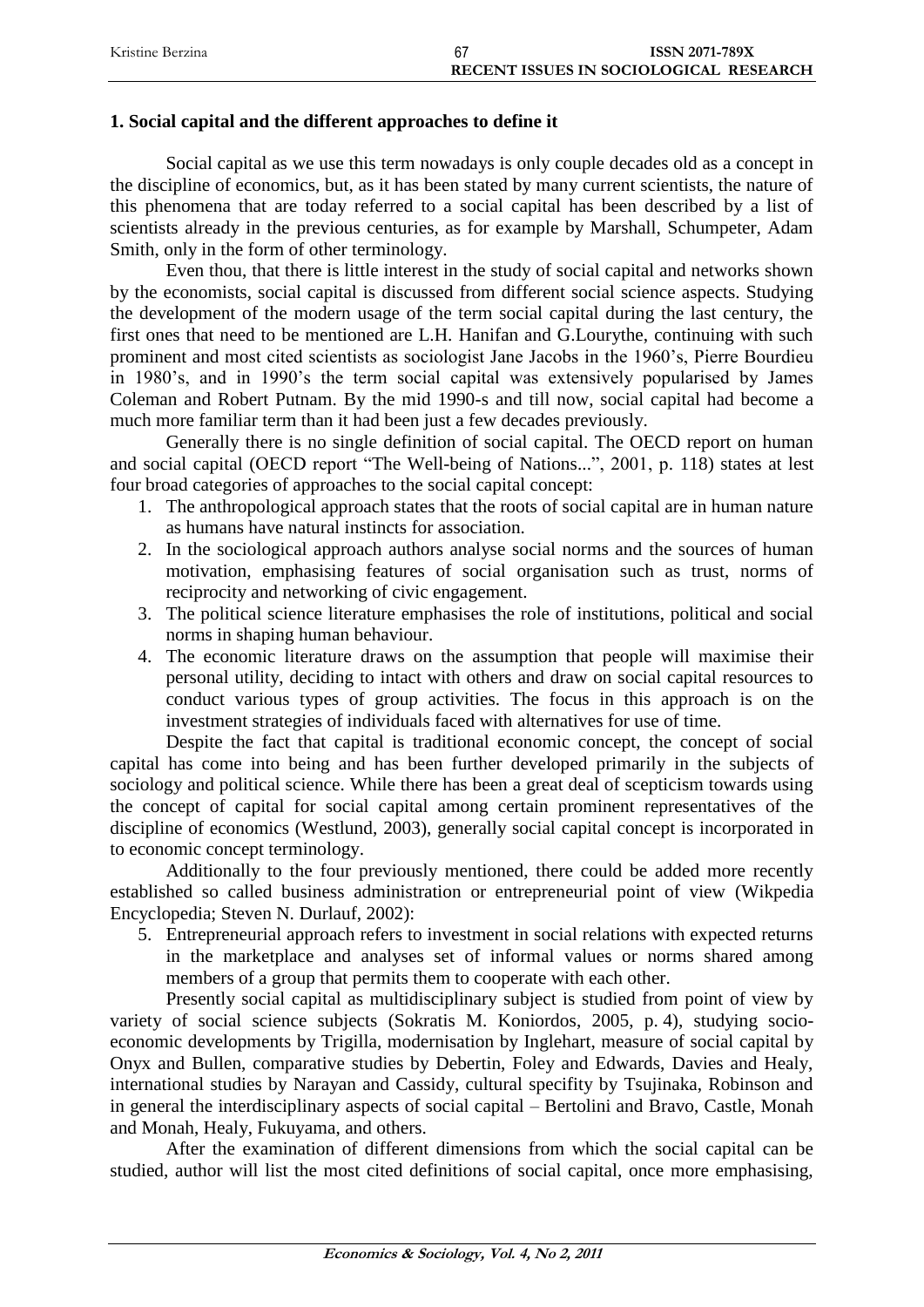## 1. Social capital and the different approaches to define it

Social capital as we use this term nowadays is only couple decades old as a concept in the discipline of economics, but, as it has been stated by many current scientists, the nature of this phenomena that are today referred to a social capital has been described by a list of scientists already in the previous centuries, as for example by Marshall, Schumpeter, Adam Smith, only in the form of other terminology.

Even thou, that there is little interest in the study of social capital and networks shown by the economists, social capital is discussed from different social science aspects. Studying the development of the modern usage of the term social capital during the last century, the first ones that need to be mentioned are L.H. Hanifan and G.Lourythe, continuing with such prominent and most cited scientists as sociologist Jane Jacobs in the 1960's, Pierre Bourdieu in 1980's, and in 1990's the term social capital was extensively popularised by James Coleman and Robert Putnam. By the mid 1990-s and till now, social capital had become a much more familiar term than it had been just a few decades previously.

Generally there is no single definition of social capital. The OECD report on human and social capital (OECD report "The Well-being of Nations...", 2001, p. 118) states at lest four broad categories of approaches to the social capital concept:

1. The anthropological approach states that the roots of social capital are in human nature as humans have natural instincts for association.
2. In the sociological approach authors analyse social norms and the sources of human motivation, emphasising features of social organisation such as trust, norms of reciprocity and networking of civic engagement.
3. The political science literature emphasises the role of institutions, political and social norms in shaping human behaviour.
4. The economic literature draws on the assumption that people will maximise their personal utility, deciding to intact with others and draw on social capital resources to conduct various types of group activities. The focus in this approach is on the investment strategies of individuals faced with alternatives for use of time.

Despite the fact that capital is traditional economic concept, the concept of social capital has come into being and has been further developed primarily in the subjects of sociology and political science. While there has been a great deal of scepticism towards using the concept of capital for social capital among certain prominent representatives of the discipline of economics (Westlund, 2003), generally social capital concept is incorporated in to economic concept terminology.

Additionally to the four previously mentioned, there could be added more recently established so called business administration or entrepreneurial point of view (Wikpedia Encyclopedia; Steven N. Durlauf, 2002):

5. Entrepreneurial approach refers to investment in social relations with expected returns in the marketplace and analyses set of informal values or norms shared among members of a group that permits them to cooperate with each other.

Presently social capital as multidisciplinary subject is studied from point of view by variety of social science subjects (Sokratis M. Koniordos, 2005, p. 4), studying socio-economic developments by Trigilla, modernisation by Inglehart, measure of social capital by Onyx and Bullen, comparative studies by Debertin, Foley and Edwards, Davies and Healy, international studies by Narayan and Cassidy, cultural specifity by Tsujinaka, Robinson and in general the interdisciplinary aspects of social capital – Bertolini and Bravo, Castle, Monah and Monah, Healy, Fukuyama, and others.

After the examination of different dimensions from which the social capital can be studied, author will list the most cited definitions of social capital, once more emphasising,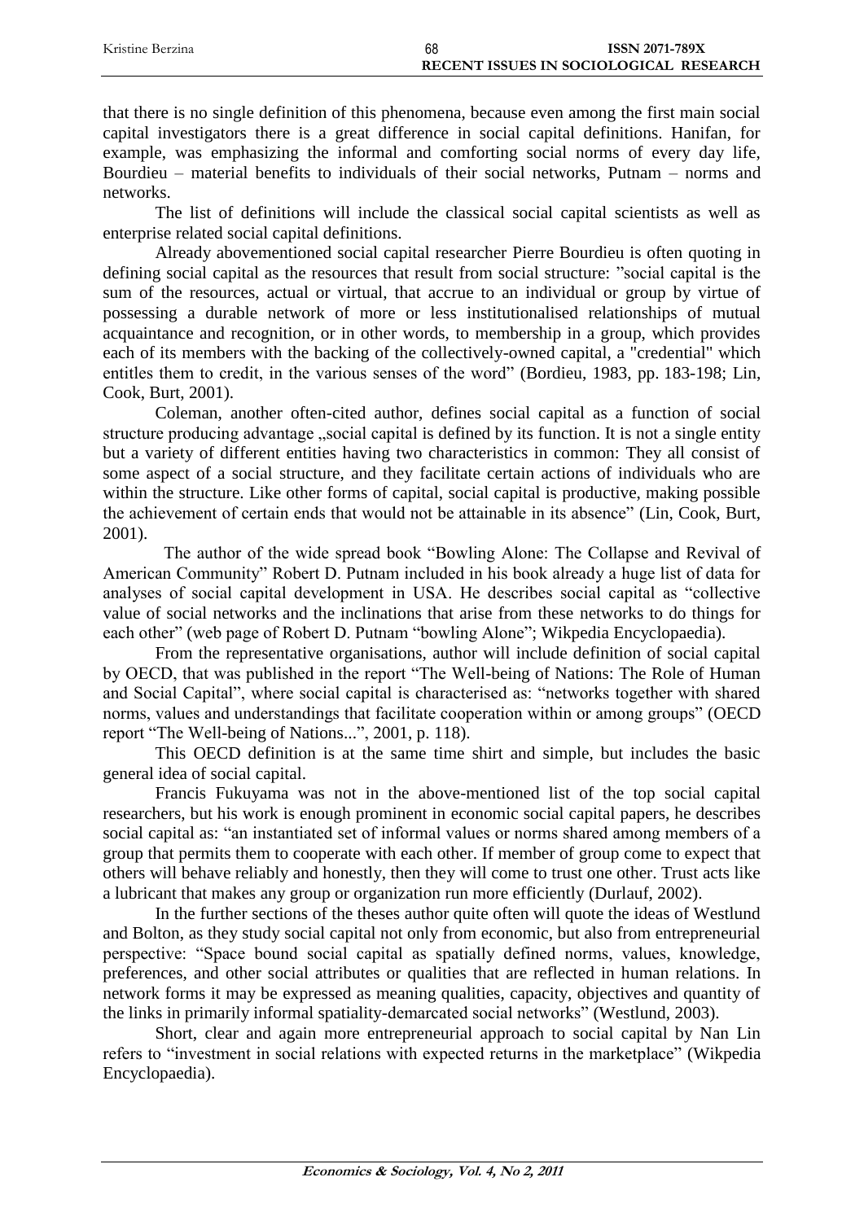that there is no single definition of this phenomena, because even among the first main social capital investigators there is a great difference in social capital definitions. Hanifan, for example, was emphasizing the informal and comforting social norms of every day life, Bourdieu – material benefits to individuals of their social networks, Putnam – norms and networks.

The list of definitions will include the classical social capital scientists as well as enterprise related social capital definitions.

Already abovementioned social capital researcher Pierre Bourdieu is often quoting in defining social capital as the resources that result from social structure: "social capital is the sum of the resources, actual or virtual, that accrue to an individual or group by virtue of possessing a durable network of more or less institutionalised relationships of mutual acquaintance and recognition, or in other words, to membership in a group, which provides each of its members with the backing of the collectively-owned capital, a "credential" which entitles them to credit, in the various senses of the word" (Bordieu, 1983, pp. 183-198; Lin, Cook, Burt, 2001).

Coleman, another often-cited author, defines social capital as a function of social structure producing advantage „social capital is defined by its function. It is not a single entity but a variety of different entities having two characteristics in common: They all consist of some aspect of a social structure, and they facilitate certain actions of individuals who are within the structure. Like other forms of capital, social capital is productive, making possible the achievement of certain ends that would not be attainable in its absence" (Lin, Cook, Burt, 2001).

The author of the wide spread book "Bowling Alone: The Collapse and Revival of American Community" Robert D. Putnam included in his book already a huge list of data for analyses of social capital development in USA. He describes social capital as "collective value of social networks and the inclinations that arise from these networks to do things for each other" (web page of Robert D. Putnam "bowling Alone"; Wikpedia Encyclopaedia).

From the representative organisations, author will include definition of social capital by OECD, that was published in the report "The Well-being of Nations: The Role of Human and Social Capital", where social capital is characterised as: "networks together with shared norms, values and understandings that facilitate cooperation within or among groups" (OECD report "The Well-being of Nations...", 2001, p. 118).

This OECD definition is at the same time shirt and simple, but includes the basic general idea of social capital.

Francis Fukuyama was not in the above-mentioned list of the top social capital researchers, but his work is enough prominent in economic social capital papers, he describes social capital as: "an instantiated set of informal values or norms shared among members of a group that permits them to cooperate with each other. If member of group come to expect that others will behave reliably and honestly, then they will come to trust one other. Trust acts like a lubricant that makes any group or organization run more efficiently (Durlauf, 2002).

In the further sections of the theses author quite often will quote the ideas of Westlund and Bolton, as they study social capital not only from economic, but also from entrepreneurial perspective: "Space bound social capital as spatially defined norms, values, knowledge, preferences, and other social attributes or qualities that are reflected in human relations. In network forms it may be expressed as meaning qualities, capacity, objectives and quantity of the links in primarily informal spatiality-demarcated social networks" (Westlund, 2003).

Short, clear and again more entrepreneurial approach to social capital by Nan Lin refers to "investment in social relations with expected returns in the marketplace" (Wikpedia Encyclopaedia).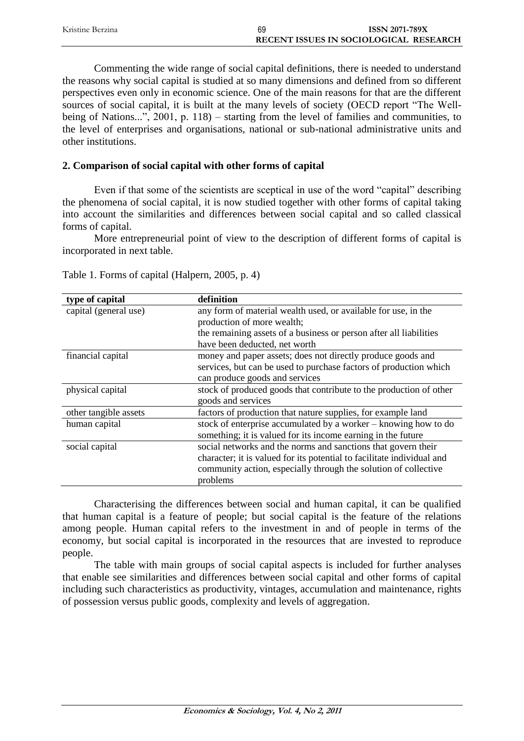Commenting the wide range of social capital definitions, there is needed to understand the reasons why social capital is studied at so many dimensions and defined from so different perspectives even only in economic science. One of the main reasons for that are the different sources of social capital, it is built at the many levels of society (OECD report "The Well-being of Nations...", 2001, p. 118) – starting from the level of families and communities, to the level of enterprises and organisations, national or sub-national administrative units and other institutions.

## 2. Comparison of social capital with other forms of capital

Even if that some of the scientists are sceptical in use of the word "capital" describing the phenomena of social capital, it is now studied together with other forms of capital taking into account the similarities and differences between social capital and so called classical forms of capital.

More entrepreneurial point of view to the description of different forms of capital is incorporated in next table.

Table 1. Forms of capital (Halpern, 2005, p. 4)

| type of capital | definition |
|---|---|
| capital (general use) | any form of material wealth used, or available for use, in the production of more wealth; the remaining assets of a business or person after all liabilities have been deducted, net worth |
| financial capital | money and paper assets; does not directly produce goods and services, but can be used to purchase factors of production which can produce goods and services |
| physical capital | stock of produced goods that contribute to the production of other goods and services |
| other tangible assets | factors of production that nature supplies, for example land |
| human capital | stock of enterprise accumulated by a worker – knowing how to do something; it is valued for its income earning in the future |
| social capital | social networks and the norms and sanctions that govern their character; it is valued for its potential to facilitate individual and community action, especially through the solution of collective problems |

Characterising the differences between social and human capital, it can be qualified that human capital is a feature of people; but social capital is the feature of the relations among people. Human capital refers to the investment in and of people in terms of the economy, but social capital is incorporated in the resources that are invested to reproduce people.

The table with main groups of social capital aspects is included for further analyses that enable see similarities and differences between social capital and other forms of capital including such characteristics as productivity, vintages, accumulation and maintenance, rights of possession versus public goods, complexity and levels of aggregation.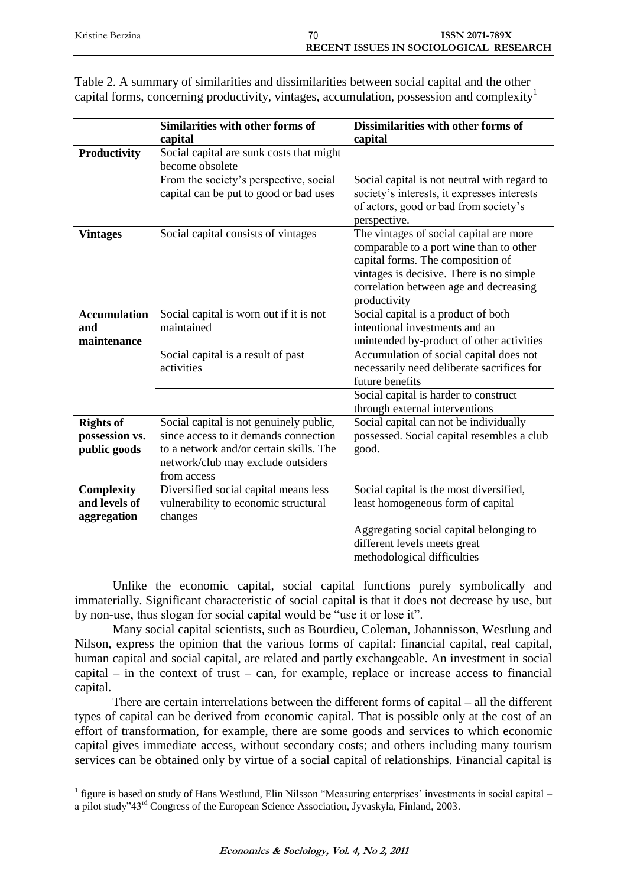Table 2. A summary of similarities and dissimilarities between social capital and the other capital forms, concerning productivity, vintages, accumulation, possession and complexity[1]

| | Similarities with other forms of capital | Dissimilarities with other forms of capital |
|---|---|---|
| **Productivity** | Social capital are sunk costs that might become obsolete | |
| | From the society's perspective, social capital can be put to good or bad uses | Social capital is not neutral with regard to society's interests, it expresses interests of actors, good or bad from society's perspective. |
| **Vintages** | Social capital consists of vintages | The vintages of social capital are more comparable to a port wine than to other capital forms. The composition of vintages is decisive. There is no simple correlation between age and decreasing productivity |
| **Accumulation and maintenance** | Social capital is worn out if it is not maintained | Social capital is a product of both intentional investments and an unintended by-product of other activities |
| | Social capital is a result of past activities | Accumulation of social capital does not necessarily need deliberate sacrifices for future benefits |
| | | Social capital is harder to construct through external interventions |
| **Rights of possession vs. public goods** | Social capital is not genuinely public, since access to it demands connection to a network and/or certain skills. The network/club may exclude outsiders from access | Social capital can not be individually possessed. Social capital resembles a club good. |
| **Complexity and levels of aggregation** | Diversified social capital means less vulnerability to economic structural changes | Social capital is the most diversified, least homogeneous form of capital |
| | | Aggregating social capital belonging to different levels meets great methodological difficulties |

Unlike the economic capital, social capital functions purely symbolically and immaterially. Significant characteristic of social capital is that it does not decrease by use, but by non-use, thus slogan for social capital would be "use it or lose it".

Many social capital scientists, such as Bourdieu, Coleman, Johannisson, Westlung and Nilson, express the opinion that the various forms of capital: financial capital, real capital, human capital and social capital, are related and partly exchangeable. An investment in social capital – in the context of trust – can, for example, replace or increase access to financial capital.

There are certain interrelations between the different forms of capital – all the different types of capital can be derived from economic capital. That is possible only at the cost of an effort of transformation, for example, there are some goods and services to which economic capital gives immediate access, without secondary costs; and others including many tourism services can be obtained only by virtue of a social capital of relationships. Financial capital is

[1] figure is based on study of Hans Westlund, Elin Nilsson "Measuring enterprises' investments in social capital – a pilot study"43[rd] Congress of the European Science Association, Jyvaskyla, Finland, 2003.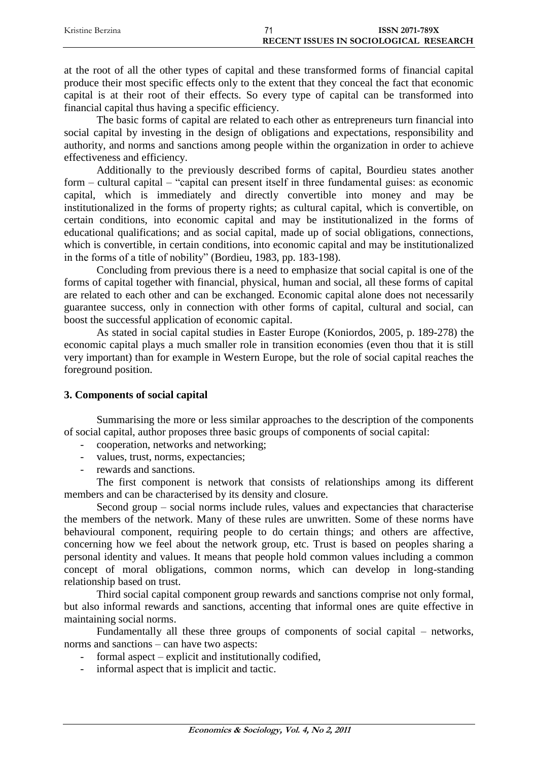at the root of all the other types of capital and these transformed forms of financial capital produce their most specific effects only to the extent that they conceal the fact that economic capital is at their root of their effects. So every type of capital can be transformed into financial capital thus having a specific efficiency.

The basic forms of capital are related to each other as entrepreneurs turn financial into social capital by investing in the design of obligations and expectations, responsibility and authority, and norms and sanctions among people within the organization in order to achieve effectiveness and efficiency.

Additionally to the previously described forms of capital, Bourdieu states another form – cultural capital – "capital can present itself in three fundamental guises: as economic capital, which is immediately and directly convertible into money and may be institutionalized in the forms of property rights; as cultural capital, which is convertible, on certain conditions, into economic capital and may be institutionalized in the forms of educational qualifications; and as social capital, made up of social obligations, connections, which is convertible, in certain conditions, into economic capital and may be institutionalized in the forms of a title of nobility" (Bordieu, 1983, pp. 183-198).

Concluding from previous there is a need to emphasize that social capital is one of the forms of capital together with financial, physical, human and social, all these forms of capital are related to each other and can be exchanged. Economic capital alone does not necessarily guarantee success, only in connection with other forms of capital, cultural and social, can boost the successful application of economic capital.

As stated in social capital studies in Easter Europe (Koniordos, 2005, p. 189-278) the economic capital plays a much smaller role in transition economies (even thou that it is still very important) than for example in Western Europe, but the role of social capital reaches the foreground position.

## 3. Components of social capital

Summarising the more or less similar approaches to the description of the components of social capital, author proposes three basic groups of components of social capital:

- cooperation, networks and networking;
- values, trust, norms, expectancies;
- rewards and sanctions.

The first component is network that consists of relationships among its different members and can be characterised by its density and closure.

Second group – social norms include rules, values and expectancies that characterise the members of the network. Many of these rules are unwritten. Some of these norms have behavioural component, requiring people to do certain things; and others are affective, concerning how we feel about the network group, etc. Trust is based on peoples sharing a personal identity and values. It means that people hold common values including a common concept of moral obligations, common norms, which can develop in long-standing relationship based on trust.

Third social capital component group rewards and sanctions comprise not only formal, but also informal rewards and sanctions, accenting that informal ones are quite effective in maintaining social norms.

Fundamentally all these three groups of components of social capital – networks, norms and sanctions – can have two aspects:

- formal aspect – explicit and institutionally codified,
- informal aspect that is implicit and tactic.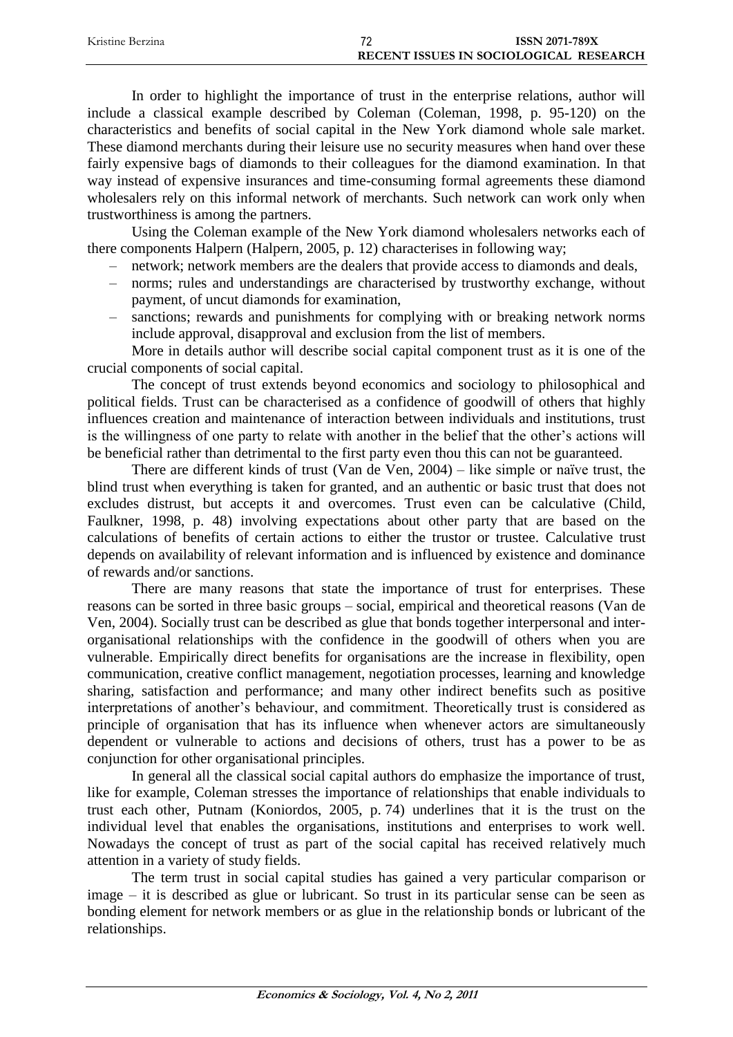In order to highlight the importance of trust in the enterprise relations, author will include a classical example described by Coleman (Coleman, 1998, p. 95-120) on the characteristics and benefits of social capital in the New York diamond whole sale market. These diamond merchants during their leisure use no security measures when hand over these fairly expensive bags of diamonds to their colleagues for the diamond examination. In that way instead of expensive insurances and time-consuming formal agreements these diamond wholesalers rely on this informal network of merchants. Such network can work only when trustworthiness is among the partners.

Using the Coleman example of the New York diamond wholesalers networks each of there components Halpern (Halpern, 2005, p. 12) characterises in following way;

- network; network members are the dealers that provide access to diamonds and deals,
- norms; rules and understandings are characterised by trustworthy exchange, without payment, of uncut diamonds for examination,
- sanctions; rewards and punishments for complying with or breaking network norms include approval, disapproval and exclusion from the list of members.

More in details author will describe social capital component trust as it is one of the crucial components of social capital.

The concept of trust extends beyond economics and sociology to philosophical and political fields. Trust can be characterised as a confidence of goodwill of others that highly influences creation and maintenance of interaction between individuals and institutions, trust is the willingness of one party to relate with another in the belief that the other's actions will be beneficial rather than detrimental to the first party even thou this can not be guaranteed.

There are different kinds of trust (Van de Ven, 2004) – like simple or naïve trust, the blind trust when everything is taken for granted, and an authentic or basic trust that does not excludes distrust, but accepts it and overcomes. Trust even can be calculative (Child, Faulkner, 1998, p. 48) involving expectations about other party that are based on the calculations of benefits of certain actions to either the trustor or trustee. Calculative trust depends on availability of relevant information and is influenced by existence and dominance of rewards and/or sanctions.

There are many reasons that state the importance of trust for enterprises. These reasons can be sorted in three basic groups – social, empirical and theoretical reasons (Van de Ven, 2004). Socially trust can be described as glue that bonds together interpersonal and inter-organisational relationships with the confidence in the goodwill of others when you are vulnerable. Empirically direct benefits for organisations are the increase in flexibility, open communication, creative conflict management, negotiation processes, learning and knowledge sharing, satisfaction and performance; and many other indirect benefits such as positive interpretations of another's behaviour, and commitment. Theoretically trust is considered as principle of organisation that has its influence when whenever actors are simultaneously dependent or vulnerable to actions and decisions of others, trust has a power to be as conjunction for other organisational principles.

In general all the classical social capital authors do emphasize the importance of trust, like for example, Coleman stresses the importance of relationships that enable individuals to trust each other, Putnam (Koniordos, 2005, p. 74) underlines that it is the trust on the individual level that enables the organisations, institutions and enterprises to work well. Nowadays the concept of trust as part of the social capital has received relatively much attention in a variety of study fields.

The term trust in social capital studies has gained a very particular comparison or image – it is described as glue or lubricant. So trust in its particular sense can be seen as bonding element for network members or as glue in the relationship bonds or lubricant of the relationships.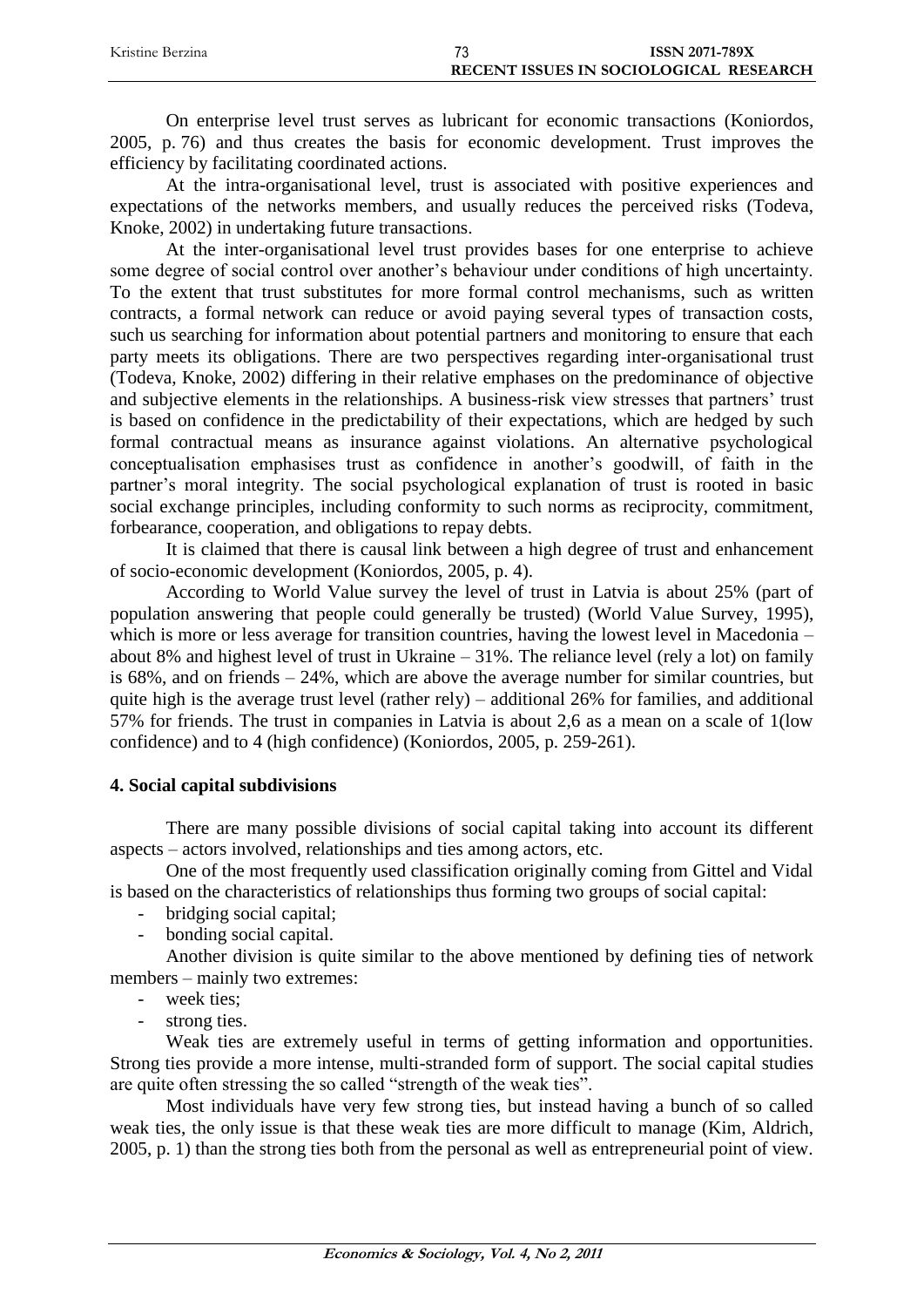On enterprise level trust serves as lubricant for economic transactions (Koniordos, 2005, p. 76) and thus creates the basis for economic development. Trust improves the efficiency by facilitating coordinated actions.

At the intra-organisational level, trust is associated with positive experiences and expectations of the networks members, and usually reduces the perceived risks (Todeva, Knoke, 2002) in undertaking future transactions.

At the inter-organisational level trust provides bases for one enterprise to achieve some degree of social control over another's behaviour under conditions of high uncertainty. To the extent that trust substitutes for more formal control mechanisms, such as written contracts, a formal network can reduce or avoid paying several types of transaction costs, such us searching for information about potential partners and monitoring to ensure that each party meets its obligations. There are two perspectives regarding inter-organisational trust (Todeva, Knoke, 2002) differing in their relative emphases on the predominance of objective and subjective elements in the relationships. A business-risk view stresses that partners' trust is based on confidence in the predictability of their expectations, which are hedged by such formal contractual means as insurance against violations. An alternative psychological conceptualisation emphasises trust as confidence in another's goodwill, of faith in the partner's moral integrity. The social psychological explanation of trust is rooted in basic social exchange principles, including conformity to such norms as reciprocity, commitment, forbearance, cooperation, and obligations to repay debts.

It is claimed that there is causal link between a high degree of trust and enhancement of socio-economic development (Koniordos, 2005, p. 4).

According to World Value survey the level of trust in Latvia is about 25% (part of population answering that people could generally be trusted) (World Value Survey, 1995), which is more or less average for transition countries, having the lowest level in Macedonia – about 8% and highest level of trust in Ukraine – 31%. The reliance level (rely a lot) on family is 68%, and on friends – 24%, which are above the average number for similar countries, but quite high is the average trust level (rather rely) – additional 26% for families, and additional 57% for friends. The trust in companies in Latvia is about 2,6 as a mean on a scale of 1(low confidence) and to 4 (high confidence) (Koniordos, 2005, p. 259-261).

## 4. Social capital subdivisions

There are many possible divisions of social capital taking into account its different aspects – actors involved, relationships and ties among actors, etc.

One of the most frequently used classification originally coming from Gittel and Vidal is based on the characteristics of relationships thus forming two groups of social capital:

- bridging social capital;
- bonding social capital.

Another division is quite similar to the above mentioned by defining ties of network members – mainly two extremes:

- week ties;
- strong ties.

Weak ties are extremely useful in terms of getting information and opportunities. Strong ties provide a more intense, multi-stranded form of support. The social capital studies are quite often stressing the so called "strength of the weak ties".

Most individuals have very few strong ties, but instead having a bunch of so called weak ties, the only issue is that these weak ties are more difficult to manage (Kim, Aldrich, 2005, p. 1) than the strong ties both from the personal as well as entrepreneurial point of view.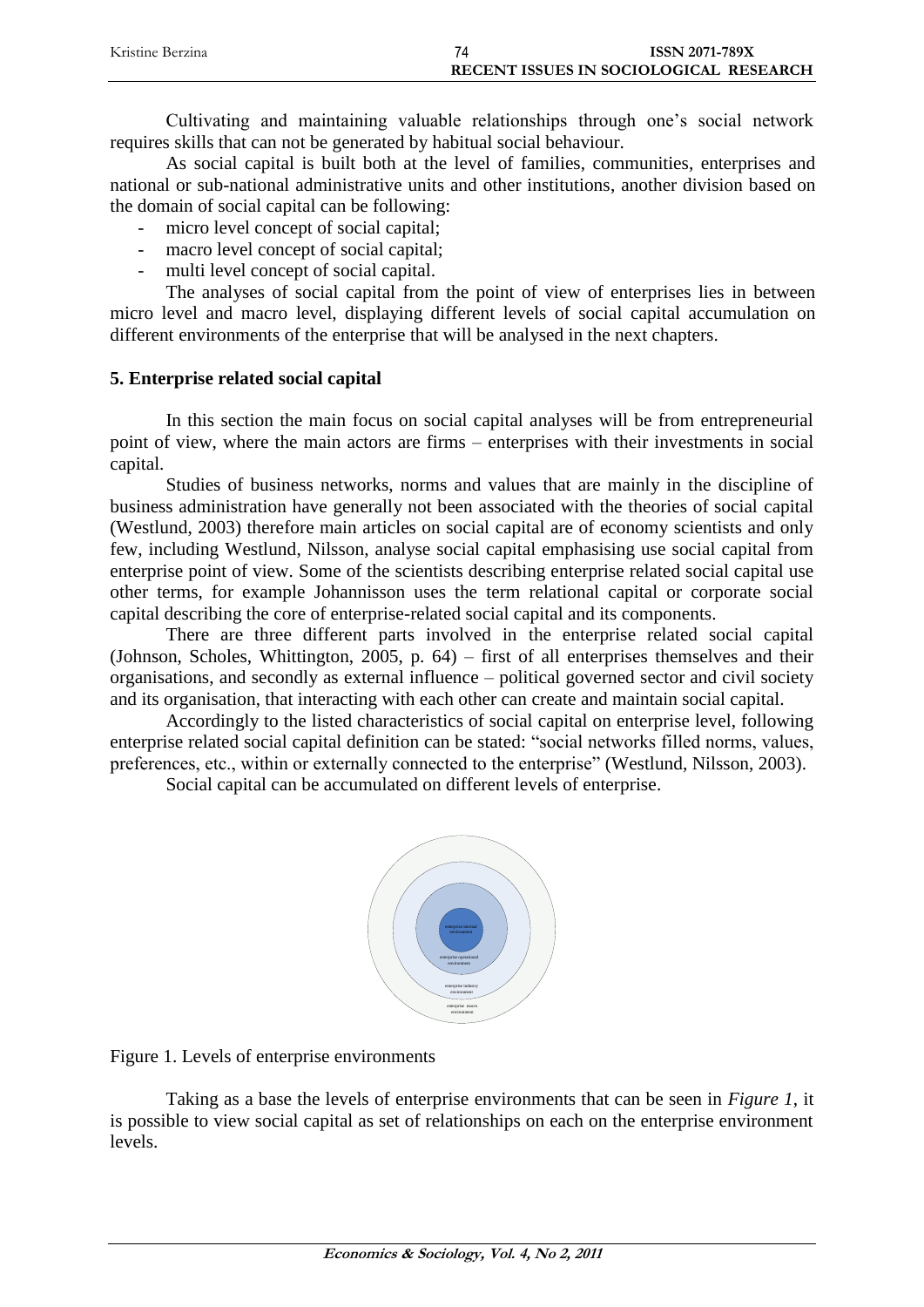Cultivating and maintaining valuable relationships through one's social network requires skills that can not be generated by habitual social behaviour.

As social capital is built both at the level of families, communities, enterprises and national or sub-national administrative units and other institutions, another division based on the domain of social capital can be following:

- micro level concept of social capital;
- macro level concept of social capital;
- multi level concept of social capital.

The analyses of social capital from the point of view of enterprises lies in between micro level and macro level, displaying different levels of social capital accumulation on different environments of the enterprise that will be analysed in the next chapters.

## 5. Enterprise related social capital

In this section the main focus on social capital analyses will be from entrepreneurial point of view, where the main actors are firms – enterprises with their investments in social capital.

Studies of business networks, norms and values that are mainly in the discipline of business administration have generally not been associated with the theories of social capital (Westlund, 2003) therefore main articles on social capital are of economy scientists and only few, including Westlund, Nilsson, analyse social capital emphasising use social capital from enterprise point of view. Some of the scientists describing enterprise related social capital use other terms, for example Johannisson uses the term relational capital or corporate social capital describing the core of enterprise-related social capital and its components.

There are three different parts involved in the enterprise related social capital (Johnson, Scholes, Whittington, 2005, p. 64) – first of all enterprises themselves and their organisations, and secondly as external influence – political governed sector and civil society and its organisation, that interacting with each other can create and maintain social capital.

Accordingly to the listed characteristics of social capital on enterprise level, following enterprise related social capital definition can be stated: "social networks filled norms, values, preferences, etc., within or externally connected to the enterprise" (Westlund, Nilsson, 2003).

Social capital can be accumulated on different levels of enterprise.

enterprise internal environment

enterprise operational environment

enterprise industry environment

enterprise macro environment

Figure 1. Levels of enterprise environments

Taking as a base the levels of enterprise environments that can be seen in *Figure 1*, it is possible to view social capital as set of relationships on each on the enterprise environment levels.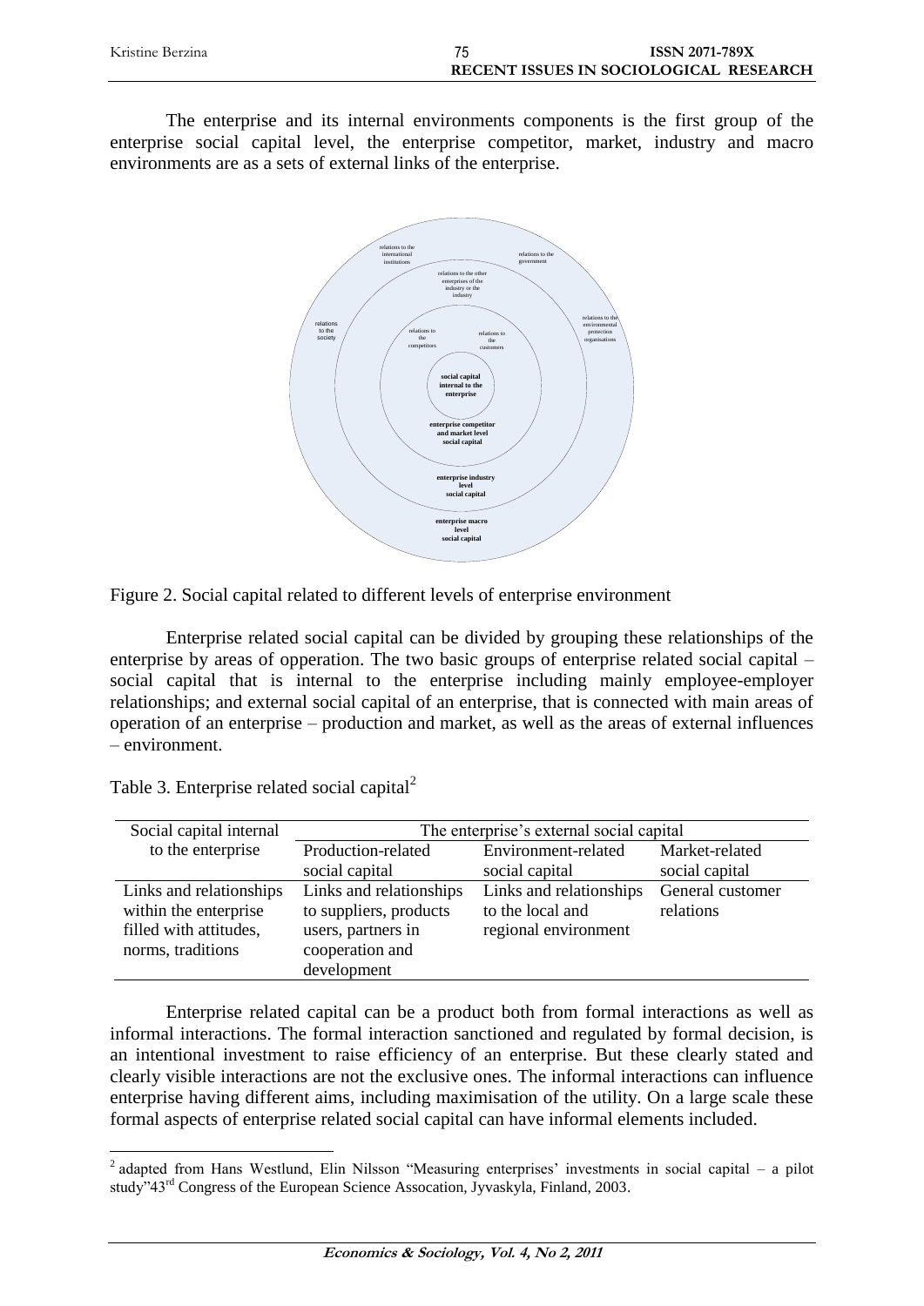The enterprise and its internal environments components is the first group of the enterprise social capital level, the enterprise competitor, market, industry and macro environments are as a sets of external links of the enterprise.

Figure 2. Social capital related to different levels of enterprise environment

Enterprise related social capital can be divided by grouping these relationships of the enterprise by areas of opperation. The two basic groups of enterprise related social capital – social capital that is internal to the enterprise including mainly employee-employer relationships; and external social capital of an enterprise, that is connected with main areas of operation of an enterprise – production and market, as well as the areas of external influences – environment.

Table 3. Enterprise related social capital[2]

| Social capital internal to the enterprise | The enterprise's external social capital | | |
|---|---|---|---|
| | Production-related social capital | Environment-related social capital | Market-related social capital |
| Links and relationships within the enterprise filled with attitudes, norms, traditions | Links and relationships to suppliers, products users, partners in cooperation and development | Links and relationships to the local and regional environment | General customer relations |

Enterprise related capital can be a product both from formal interactions as well as informal interactions. The formal interaction sanctioned and regulated by formal decision, is an intentional investment to raise efficiency of an enterprise. But these clearly stated and clearly visible interactions are not the exclusive ones. The informal interactions can influence enterprise having different aims, including maximisation of the utility. On a large scale these formal aspects of enterprise related social capital can have informal elements included.

[2] adapted from Hans Westlund, Elin Nilsson "Measuring enterprises' investments in social capital – a pilot study"43rd Congress of the European Science Assocation, Jyvaskyla, Finland, 2003.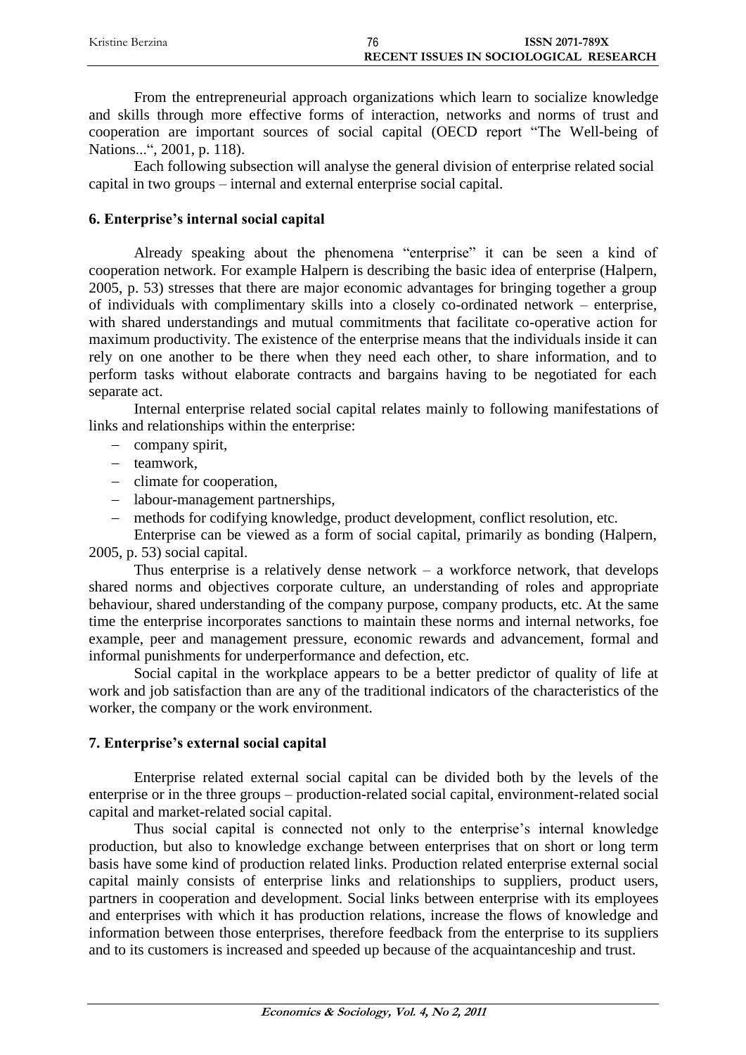From the entrepreneurial approach organizations which learn to socialize knowledge and skills through more effective forms of interaction, networks and norms of trust and cooperation are important sources of social capital (OECD report "The Well-being of Nations...", 2001, p. 118).

Each following subsection will analyse the general division of enterprise related social capital in two groups – internal and external enterprise social capital.

## 6. Enterprise's internal social capital

Already speaking about the phenomena "enterprise" it can be seen a kind of cooperation network. For example Halpern is describing the basic idea of enterprise (Halpern, 2005, p. 53) stresses that there are major economic advantages for bringing together a group of individuals with complimentary skills into a closely co-ordinated network – enterprise, with shared understandings and mutual commitments that facilitate co-operative action for maximum productivity. The existence of the enterprise means that the individuals inside it can rely on one another to be there when they need each other, to share information, and to perform tasks without elaborate contracts and bargains having to be negotiated for each separate act.

Internal enterprise related social capital relates mainly to following manifestations of links and relationships within the enterprise:

- company spirit,
- teamwork,
- climate for cooperation,
- labour-management partnerships,
- methods for codifying knowledge, product development, conflict resolution, etc.

Enterprise can be viewed as a form of social capital, primarily as bonding (Halpern, 2005, p. 53) social capital.

Thus enterprise is a relatively dense network – a workforce network, that develops shared norms and objectives corporate culture, an understanding of roles and appropriate behaviour, shared understanding of the company purpose, company products, etc. At the same time the enterprise incorporates sanctions to maintain these norms and internal networks, foe example, peer and management pressure, economic rewards and advancement, formal and informal punishments for underperformance and defection, etc.

Social capital in the workplace appears to be a better predictor of quality of life at work and job satisfaction than are any of the traditional indicators of the characteristics of the worker, the company or the work environment.

## 7. Enterprise's external social capital

Enterprise related external social capital can be divided both by the levels of the enterprise or in the three groups – production-related social capital, environment-related social capital and market-related social capital.

Thus social capital is connected not only to the enterprise's internal knowledge production, but also to knowledge exchange between enterprises that on short or long term basis have some kind of production related links. Production related enterprise external social capital mainly consists of enterprise links and relationships to suppliers, product users, partners in cooperation and development. Social links between enterprise with its employees and enterprises with which it has production relations, increase the flows of knowledge and information between those enterprises, therefore feedback from the enterprise to its suppliers and to its customers is increased and speeded up because of the acquaintanceship and trust.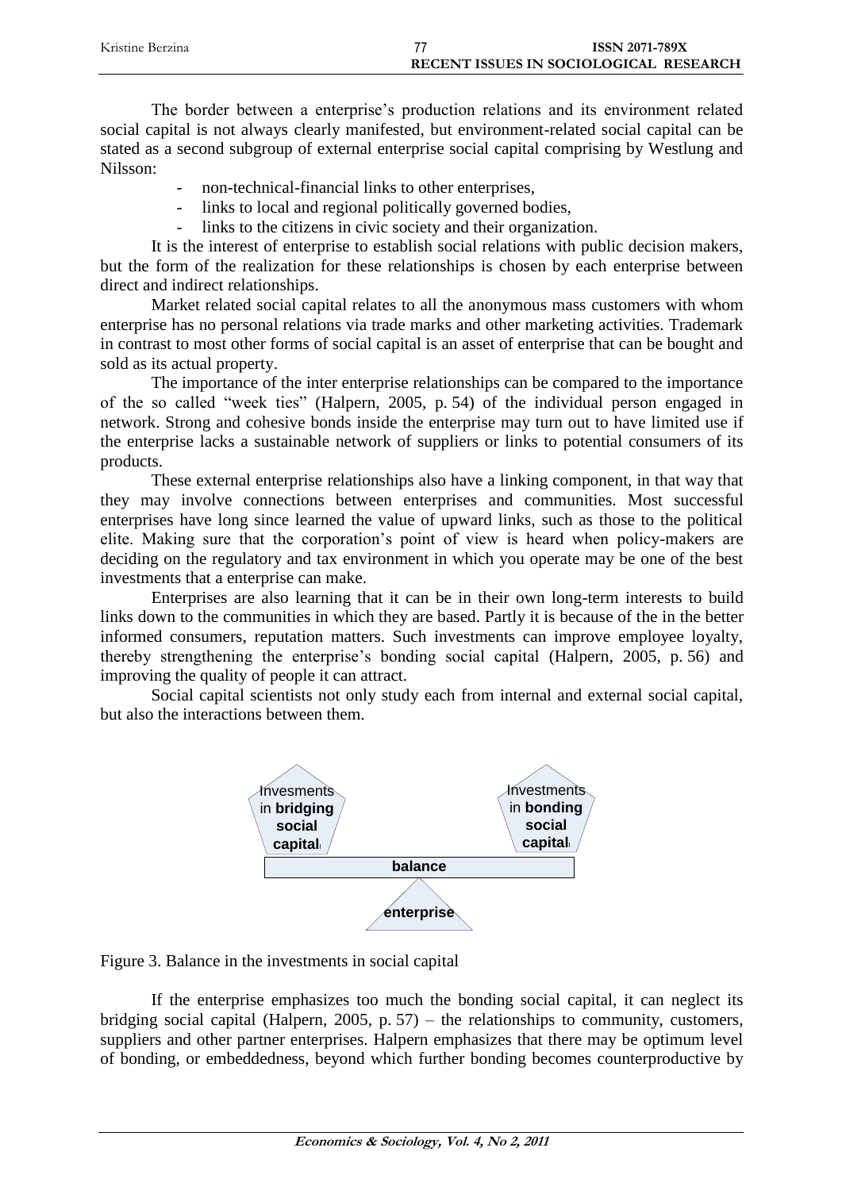The border between a enterprise's production relations and its environment related social capital is not always clearly manifested, but environment-related social capital can be stated as a second subgroup of external enterprise social capital comprising by Westlung and Nilsson:

- non-technical-financial links to other enterprises,
- links to local and regional politically governed bodies,
- links to the citizens in civic society and their organization.

It is the interest of enterprise to establish social relations with public decision makers, but the form of the realization for these relationships is chosen by each enterprise between direct and indirect relationships.

Market related social capital relates to all the anonymous mass customers with whom enterprise has no personal relations via trade marks and other marketing activities. Trademark in contrast to most other forms of social capital is an asset of enterprise that can be bought and sold as its actual property.

The importance of the inter enterprise relationships can be compared to the importance of the so called "week ties" (Halpern, 2005, p. 54) of the individual person engaged in network. Strong and cohesive bonds inside the enterprise may turn out to have limited use if the enterprise lacks a sustainable network of suppliers or links to potential consumers of its products.

These external enterprise relationships also have a linking component, in that way that they may involve connections between enterprises and communities. Most successful enterprises have long since learned the value of upward links, such as those to the political elite. Making sure that the corporation's point of view is heard when policy-makers are deciding on the regulatory and tax environment in which you operate may be one of the best investments that a enterprise can make.

Enterprises are also learning that it can be in their own long-term interests to build links down to the communities in which they are based. Partly it is because of the in the better informed consumers, reputation matters. Such investments can improve employee loyalty, thereby strengthening the enterprise's bonding social capital (Halpern, 2005, p. 56) and improving the quality of people it can attract.

Social capital scientists not only study each from internal and external social capital, but also the interactions between them.

Invesments in **bridging social capital**

Investments in **bonding social capital**

**balance**

**enterprise**

Figure 3. Balance in the investments in social capital

If the enterprise emphasizes too much the bonding social capital, it can neglect its bridging social capital (Halpern, 2005, p. 57) – the relationships to community, customers, suppliers and other partner enterprises. Halpern emphasizes that there may be optimum level of bonding, or embeddedness, beyond which further bonding becomes counterproductive by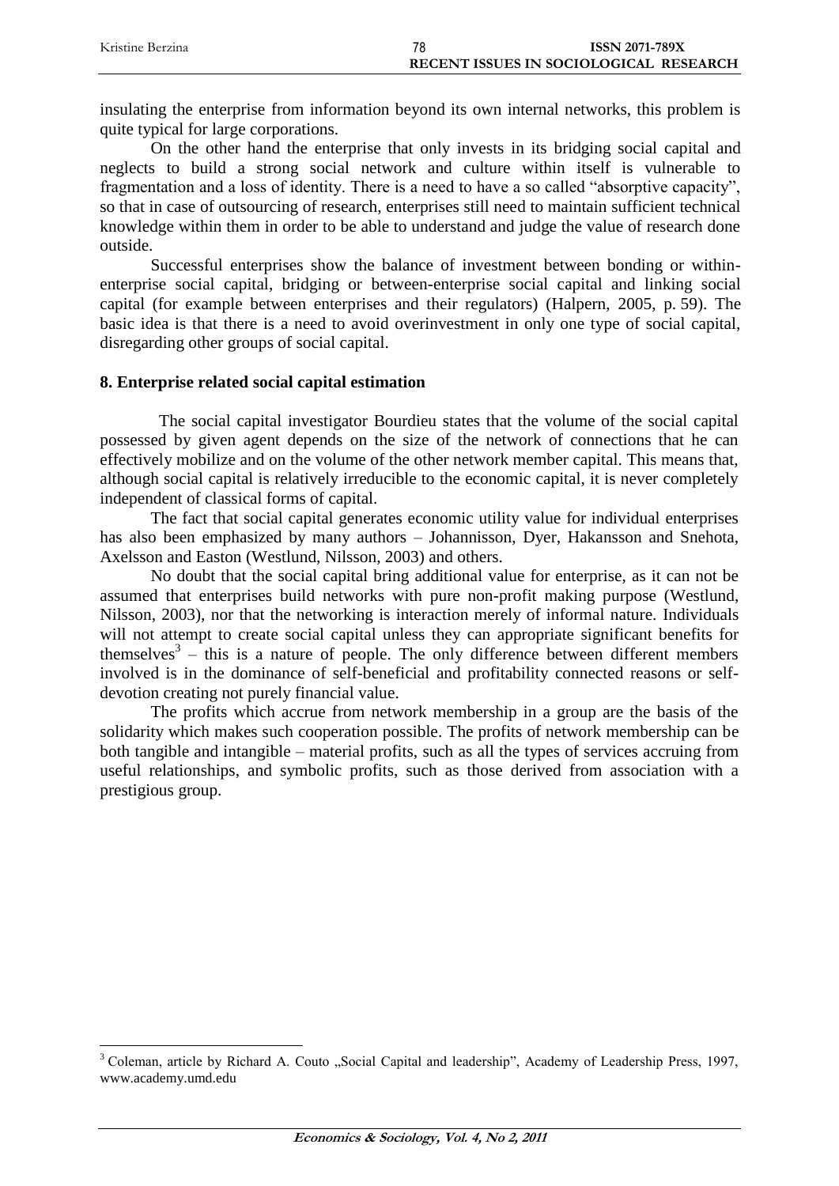insulating the enterprise from information beyond its own internal networks, this problem is quite typical for large corporations.

On the other hand the enterprise that only invests in its bridging social capital and neglects to build a strong social network and culture within itself is vulnerable to fragmentation and a loss of identity. There is a need to have a so called "absorptive capacity", so that in case of outsourcing of research, enterprises still need to maintain sufficient technical knowledge within them in order to be able to understand and judge the value of research done outside.

Successful enterprises show the balance of investment between bonding or within-enterprise social capital, bridging or between-enterprise social capital and linking social capital (for example between enterprises and their regulators) (Halpern, 2005, p. 59). The basic idea is that there is a need to avoid overinvestment in only one type of social capital, disregarding other groups of social capital.

## 8. Enterprise related social capital estimation

The social capital investigator Bourdieu states that the volume of the social capital possessed by given agent depends on the size of the network of connections that he can effectively mobilize and on the volume of the other network member capital. This means that, although social capital is relatively irreducible to the economic capital, it is never completely independent of classical forms of capital.

The fact that social capital generates economic utility value for individual enterprises has also been emphasized by many authors – Johannisson, Dyer, Hakansson and Snehota, Axelsson and Easton (Westlund, Nilsson, 2003) and others.

No doubt that the social capital bring additional value for enterprise, as it can not be assumed that enterprises build networks with pure non-profit making purpose (Westlund, Nilsson, 2003), nor that the networking is interaction merely of informal nature. Individuals will not attempt to create social capital unless they can appropriate significant benefits for themselves[3] – this is a nature of people. The only difference between different members involved is in the dominance of self-beneficial and profitability connected reasons or self-devotion creating not purely financial value.

The profits which accrue from network membership in a group are the basis of the solidarity which makes such cooperation possible. The profits of network membership can be both tangible and intangible – material profits, such as all the types of services accruing from useful relationships, and symbolic profits, such as those derived from association with a prestigious group.

[3] Coleman, article by Richard A. Couto „Social Capital and leadership", Academy of Leadership Press, 1997, www.academy.umd.edu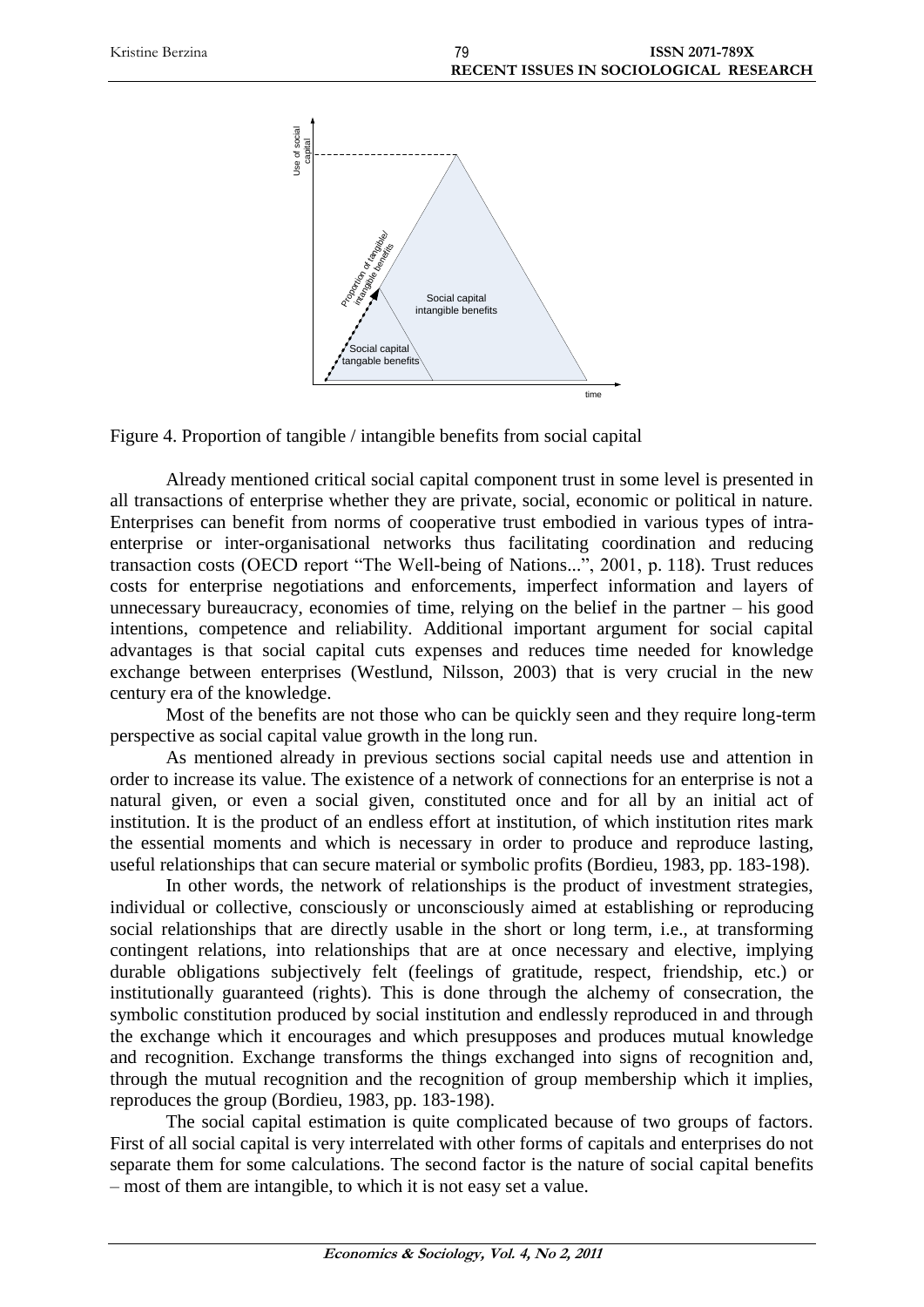Figure 4. Proportion of tangible / intangible benefits from social capital

Already mentioned critical social capital component trust in some level is presented in all transactions of enterprise whether they are private, social, economic or political in nature. Enterprises can benefit from norms of cooperative trust embodied in various types of intra-enterprise or inter-organisational networks thus facilitating coordination and reducing transaction costs (OECD report "The Well-being of Nations...", 2001, p. 118). Trust reduces costs for enterprise negotiations and enforcements, imperfect information and layers of unnecessary bureaucracy, economies of time, relying on the belief in the partner – his good intentions, competence and reliability. Additional important argument for social capital advantages is that social capital cuts expenses and reduces time needed for knowledge exchange between enterprises (Westlund, Nilsson, 2003) that is very crucial in the new century era of the knowledge.

Most of the benefits are not those who can be quickly seen and they require long-term perspective as social capital value growth in the long run.

As mentioned already in previous sections social capital needs use and attention in order to increase its value. The existence of a network of connections for an enterprise is not a natural given, or even a social given, constituted once and for all by an initial act of institution. It is the product of an endless effort at institution, of which institution rites mark the essential moments and which is necessary in order to produce and reproduce lasting, useful relationships that can secure material or symbolic profits (Bordieu, 1983, pp. 183-198).

In other words, the network of relationships is the product of investment strategies, individual or collective, consciously or unconsciously aimed at establishing or reproducing social relationships that are directly usable in the short or long term, i.e., at transforming contingent relations, into relationships that are at once necessary and elective, implying durable obligations subjectively felt (feelings of gratitude, respect, friendship, etc.) or institutionally guaranteed (rights). This is done through the alchemy of consecration, the symbolic constitution produced by social institution and endlessly reproduced in and through the exchange which it encourages and which presupposes and produces mutual knowledge and recognition. Exchange transforms the things exchanged into signs of recognition and, through the mutual recognition and the recognition of group membership which it implies, reproduces the group (Bordieu, 1983, pp. 183-198).

The social capital estimation is quite complicated because of two groups of factors. First of all social capital is very interrelated with other forms of capitals and enterprises do not separate them for some calculations. The second factor is the nature of social capital benefits – most of them are intangible, to which it is not easy set a value.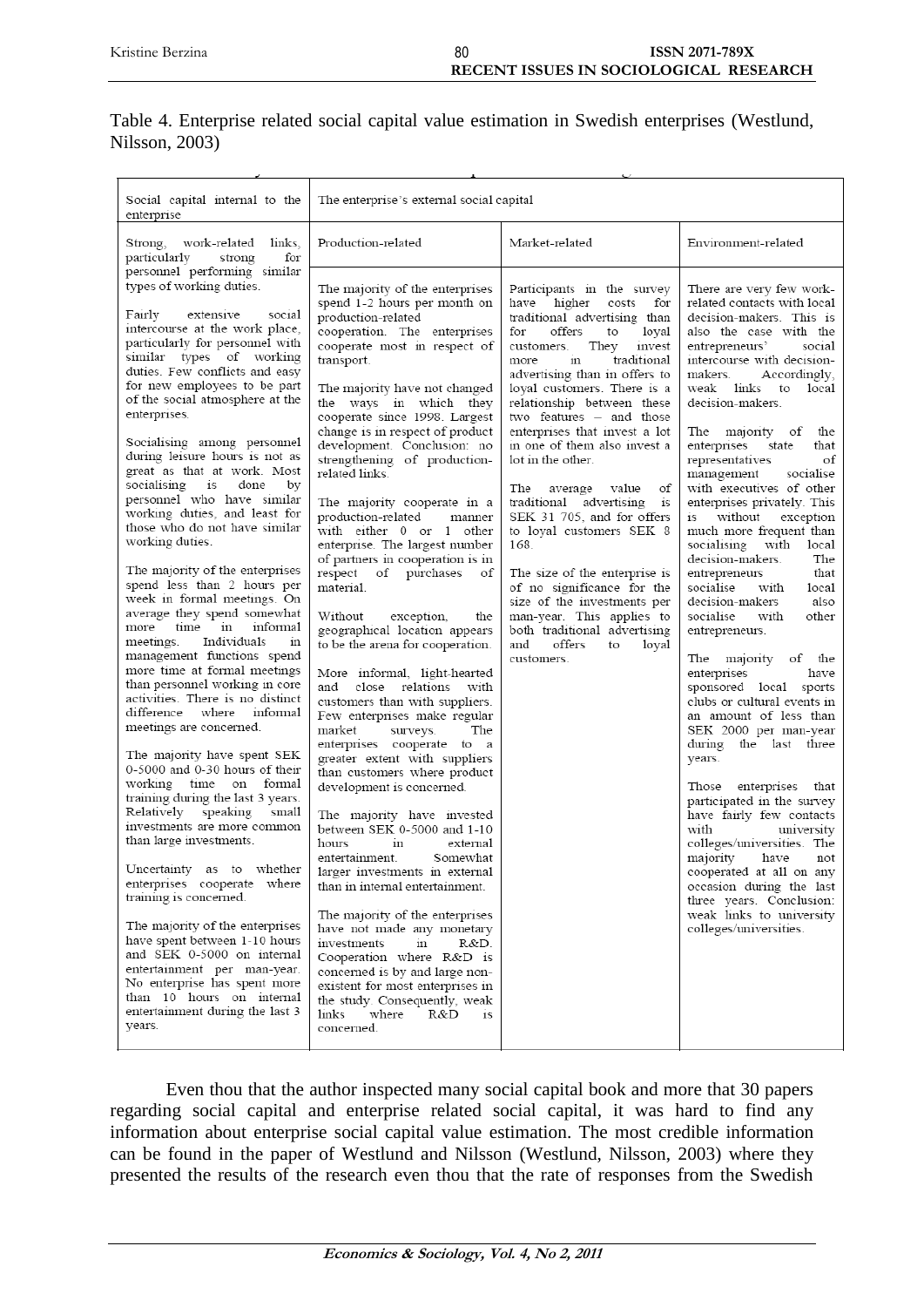Table 4. Enterprise related social capital value estimation in Swedish enterprises (Westlund, Nilsson, 2003)

| Social capital internal to the enterprise | The enterprise's external social capital | | |
|---|---|---|---|
| Strong, work-related links, particularly strong for personnel performing similar types of working duties. Fairly extensive social intercourse at the work place, particularly for personnel with similar types of working duties. Few conflicts and easy for new employees to be part of the social atmosphere at the enterprises. Socialising among personnel during leisure hours is not as great as that at work. Most socialising is done by personnel who have similar working duties, and least for those who do not have similar working duties. The majority of the enterprises spend less than 2 hours per week in formal meetings. On average they spend somewhat more time in informal meetings. Individuals in management functions spend more time at formal meetings than personnel working in core activities. There is no distinct difference where informal meetings are concerned. The majority have spent SEK 0-5000 and 0-30 hours of their working time on formal training during the last 3 years. Relatively speaking small investments are more common than large investments. Uncertainty as to whether enterprises cooperate where training is concerned. The majority of the enterprises have spent between 1-10 hours and SEK 0-5000 on internal entertainment per man-year. No enterprise has spent more than 10 hours on internal entertainment during the last 3 years. | Production-related | Market-related | Environment-related |
| | The majority of the enterprises spend 1-2 hours per month on production-related cooperation. The enterprises cooperate most in respect of transport. The majority have not changed the ways in which they cooperate since 1998. Largest change is in respect of product development. Conclusion: no strengthening of production-related links. The majority cooperate in a production-related manner with either 0 or 1 other enterprise. The largest number of partners in cooperation is in respect of purchases of material. Without exception, the geographical location appears to be the arena for cooperation. More informal, light-hearted and close relations with customers than with suppliers. Few enterprises make regular market surveys. The enterprises cooperate to a greater extent with suppliers than customers where product development is concerned. The majority have invested between SEK 0-5000 and 1-10 hours in external entertainment. Somewhat larger investments in external than in internal entertainment. The majority of the enterprises have not made any monetary investments in R&D. Cooperation where R&D is concerned is by and large non-existent for most enterprises in the study. Consequently, weak links where R&D is concerned. | Participants in the survey have higher costs for traditional advertising than for offers to loyal customers. They invest more in traditional advertising than in offers to loyal customers. There is a relationship between these two features – and those enterprises that invest a lot in one of them also invest a lot in the other. The average value of traditional advertising is SEK 31 705, and for offers to loyal customers SEK 8 168. The size of the enterprise is of no significance for the size of the investments per man-year. This applies to both traditional advertising and offers to loyal customers. | There are very few work-related contacts with local decision-makers. This is also the case with the entrepreneurs' social intercourse with decision-makers. Accordingly, weak links to local decision-makers. The majority of the enterprises state that representatives of management socialise with executives of other enterprises privately. This is without exception much more frequent than socialising with local decision-makers. The entrepreneurs that socialise with local decision-makers also socialise with other entrepreneurs. The majority of the enterprises have sponsored local sports clubs or cultural events in an amount of less than SEK 2000 per man-year during the last three years. Those enterprises that participated in the survey have fairly few contacts with university colleges/universities. The majority have not cooperated at all on any occasion during the last three years. Conclusion: weak links to university colleges/universities. |

Even thou that the author inspected many social capital book and more that 30 papers regarding social capital and enterprise related social capital, it was hard to find any information about enterprise social capital value estimation. The most credible information can be found in the paper of Westlund and Nilsson (Westlund, Nilsson, 2003) where they presented the results of the research even thou that the rate of responses from the Swedish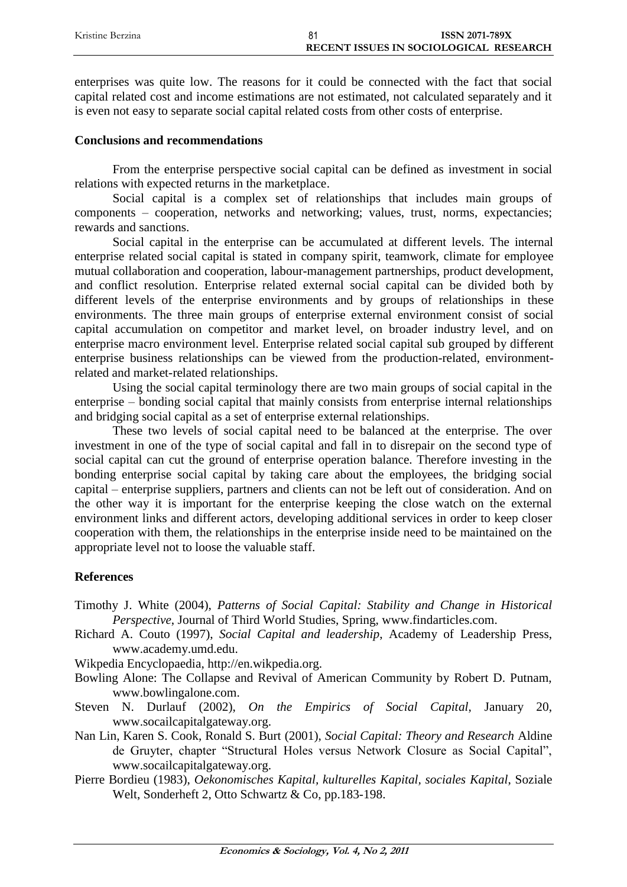enterprises was quite low. The reasons for it could be connected with the fact that social capital related cost and income estimations are not estimated, not calculated separately and it is even not easy to separate social capital related costs from other costs of enterprise.

## Conclusions and recommendations

From the enterprise perspective social capital can be defined as investment in social relations with expected returns in the marketplace.

Social capital is a complex set of relationships that includes main groups of components – cooperation, networks and networking; values, trust, norms, expectancies; rewards and sanctions.

Social capital in the enterprise can be accumulated at different levels. The internal enterprise related social capital is stated in company spirit, teamwork, climate for employee mutual collaboration and cooperation, labour-management partnerships, product development, and conflict resolution. Enterprise related external social capital can be divided both by different levels of the enterprise environments and by groups of relationships in these environments. The three main groups of enterprise external environment consist of social capital accumulation on competitor and market level, on broader industry level, and on enterprise macro environment level. Enterprise related social capital sub grouped by different enterprise business relationships can be viewed from the production-related, environment-related and market-related relationships.

Using the social capital terminology there are two main groups of social capital in the enterprise – bonding social capital that mainly consists from enterprise internal relationships and bridging social capital as a set of enterprise external relationships.

These two levels of social capital need to be balanced at the enterprise. The over investment in one of the type of social capital and fall in to disrepair on the second type of social capital can cut the ground of enterprise operation balance. Therefore investing in the bonding enterprise social capital by taking care about the employees, the bridging social capital – enterprise suppliers, partners and clients can not be left out of consideration. And on the other way it is important for the enterprise keeping the close watch on the external environment links and different actors, developing additional services in order to keep closer cooperation with them, the relationships in the enterprise inside need to be maintained on the appropriate level not to loose the valuable staff.

## References

Timothy J. White (2004), *Patterns of Social Capital: Stability and Change in Historical Perspective*, Journal of Third World Studies, Spring, www.findarticles.com.

Richard A. Couto (1997), *Social Capital and leadership*, Academy of Leadership Press, www.academy.umd.edu.

Wikpedia Encyclopaedia, http://en.wikpedia.org.

Bowling Alone: The Collapse and Revival of American Community by Robert D. Putnam, www.bowlingalone.com.

Steven N. Durlauf (2002), *On the Empirics of Social Capital*, January 20, www.socailcapitalgateway.org.

Nan Lin, Karen S. Cook, Ronald S. Burt (2001), *Social Capital: Theory and Research* Aldine de Gruyter, chapter "Structural Holes versus Network Closure as Social Capital", www.socailcapitalgateway.org.

Pierre Bordieu (1983), *Oekonomisches Kapital, kulturelles Kapital, sociales Kapital*, Soziale Welt, Sonderheft 2, Otto Schwartz & Co, pp.183-198.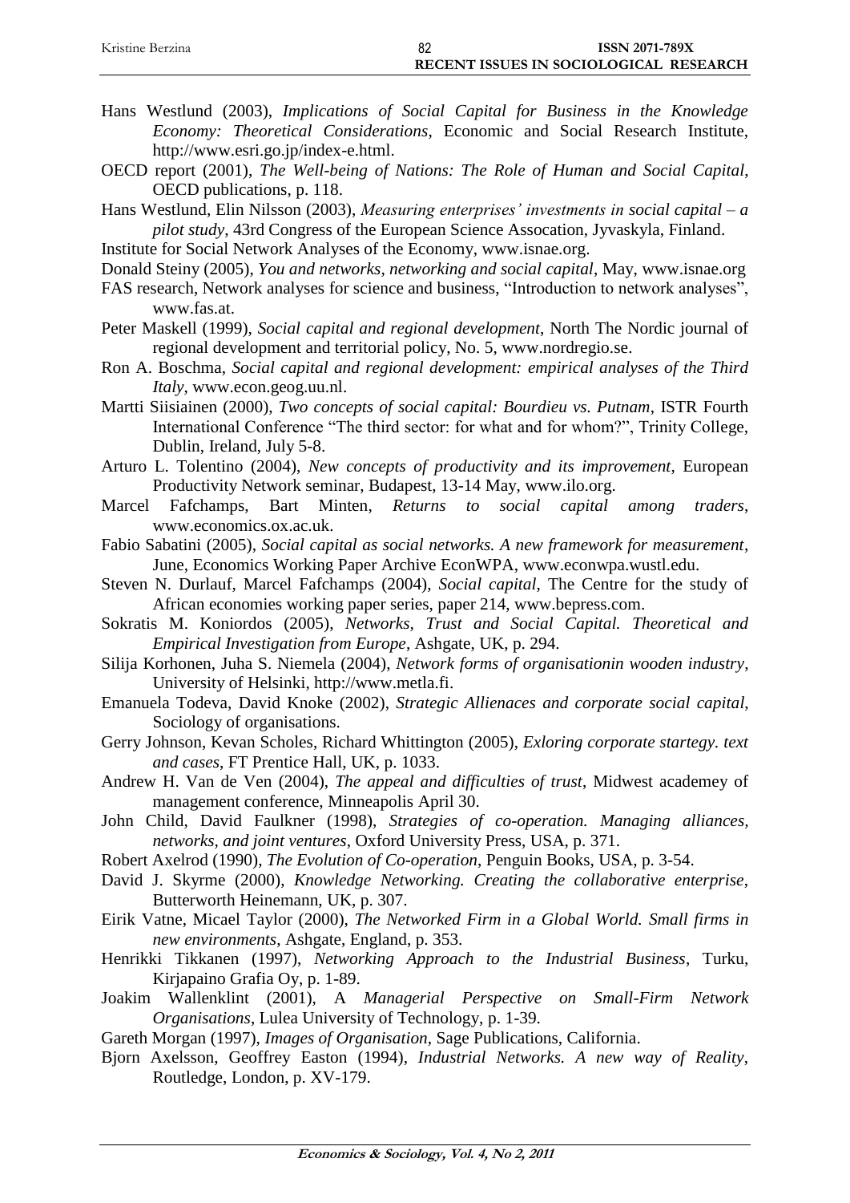Hans Westlund (2003), *Implications of Social Capital for Business in the Knowledge Economy: Theoretical Considerations*, Economic and Social Research Institute, http://www.esri.go.jp/index-e.html.

OECD report (2001), *The Well-being of Nations: The Role of Human and Social Capital*, OECD publications, p. 118.

Hans Westlund, Elin Nilsson (2003), *Measuring enterprises' investments in social capital – a pilot study*, 43rd Congress of the European Science Assocation, Jyvaskyla, Finland.

Institute for Social Network Analyses of the Economy, www.isnae.org.

Donald Steiny (2005), *You and networks, networking and social capital*, May, www.isnae.org

FAS research, Network analyses for science and business, "Introduction to network analyses", www.fas.at.

Peter Maskell (1999), *Social capital and regional development*, North The Nordic journal of regional development and territorial policy, No. 5, www.nordregio.se.

Ron A. Boschma, *Social capital and regional development: empirical analyses of the Third Italy*, www.econ.geog.uu.nl.

Martti Siisiainen (2000), *Two concepts of social capital: Bourdieu vs. Putnam*, ISTR Fourth International Conference "The third sector: for what and for whom?", Trinity College, Dublin, Ireland, July 5-8.

Arturo L. Tolentino (2004), *New concepts of productivity and its improvement*, European Productivity Network seminar, Budapest, 13-14 May, www.ilo.org.

Marcel Fafchamps, Bart Minten, *Returns to social capital among traders*, www.economics.ox.ac.uk.

Fabio Sabatini (2005), *Social capital as social networks. A new framework for measurement*, June, Economics Working Paper Archive EconWPA, www.econwpa.wustl.edu.

Steven N. Durlauf, Marcel Fafchamps (2004), *Social capital*, The Centre for the study of African economies working paper series, paper 214, www.bepress.com.

Sokratis M. Koniordos (2005), *Networks, Trust and Social Capital. Theoretical and Empirical Investigation from Europe*, Ashgate, UK, p. 294.

Silija Korhonen, Juha S. Niemela (2004), *Network forms of organisationin wooden industry*, University of Helsinki, http://www.metla.fi.

Emanuela Todeva, David Knoke (2002), *Strategic Allienaces and corporate social capital*, Sociology of organisations.

Gerry Johnson, Kevan Scholes, Richard Whittington (2005), *Exloring corporate startegy. text and cases*, FT Prentice Hall, UK, p. 1033.

Andrew H. Van de Ven (2004), *The appeal and difficulties of trust*, Midwest academey of management conference, Minneapolis April 30.

John Child, David Faulkner (1998), *Strategies of co-operation. Managing alliances, networks, and joint ventures*, Oxford University Press, USA, p. 371.

Robert Axelrod (1990), *The Evolution of Co-operation*, Penguin Books, USA, p. 3-54.

David J. Skyrme (2000), *Knowledge Networking. Creating the collaborative enterprise*, Butterworth Heinemann, UK, p. 307.

Eirik Vatne, Micael Taylor (2000), *The Networked Firm in a Global World. Small firms in new environments*, Ashgate, England, p. 353.

Henrikki Tikkanen (1997), *Networking Approach to the Industrial Business*, Turku, Kirjapaino Grafia Oy, p. 1-89.

Joakim Wallenklint (2001), A *Managerial Perspective on Small-Firm Network Organisations*, Lulea University of Technology, p. 1-39.

Gareth Morgan (1997), *Images of Organisation*, Sage Publications, California.

Bjorn Axelsson, Geoffrey Easton (1994), *Industrial Networks. A new way of Reality*, Routledge, London, p. XV-179.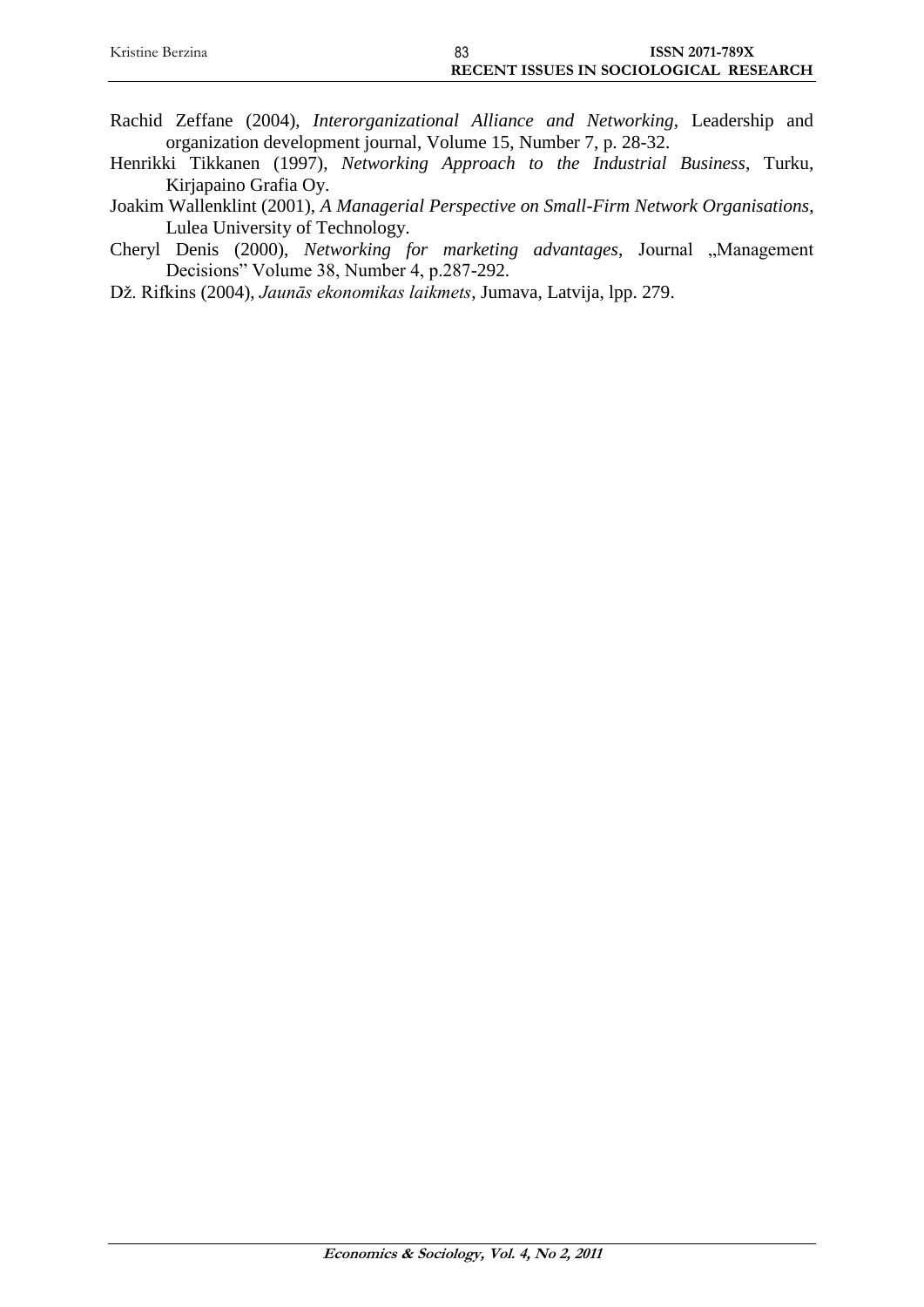Rachid Zeffane (2004), *Interorganizational Alliance and Networking*, Leadership and organization development journal, Volume 15, Number 7, p. 28-32.

Henrikki Tikkanen (1997), *Networking Approach to the Industrial Business*, Turku, Kirjapaino Grafia Oy.

Joakim Wallenklint (2001), *A Managerial Perspective on Small-Firm Network Organisations*, Lulea University of Technology.

Cheryl Denis (2000), *Networking for marketing advantages*, Journal „Management Decisions" Volume 38, Number 4, p.287-292.

Dž. Rifkins (2004), *Jaunās ekonomikas laikmets*, Jumava, Latvija, lpp. 279.